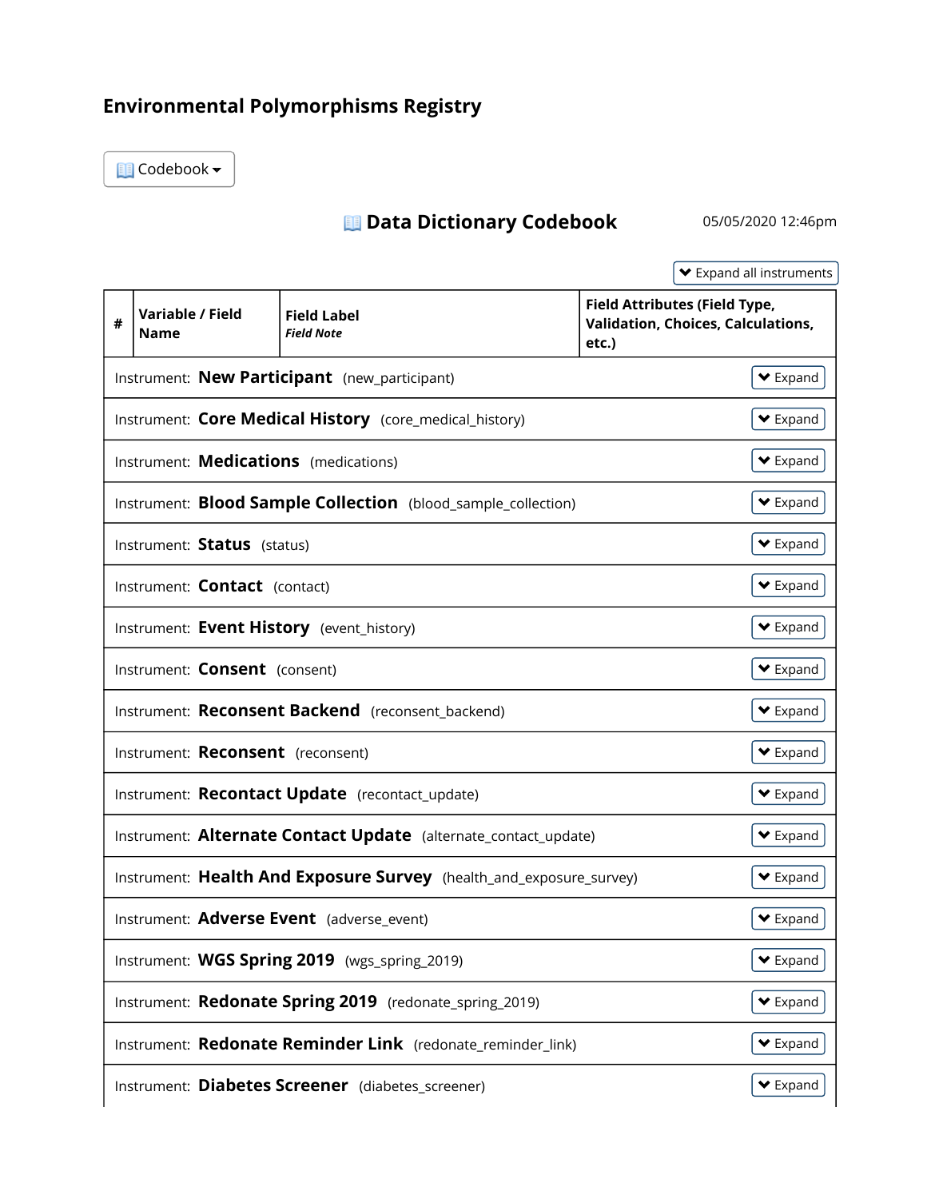# Environmental Polymorphisms Registry

Codebook

## Data Dictionary Codebook

05/05/2020 12:46pm

Expand all instruments

| # | Variable / Field Name | Field Label *Field Note* | Field Attributes (Field Type, Validation, Choices, Calculations, etc.) |
|---|---|---|---|
| Instrument: **New Participant** (new_participant) | | | Expand |
| Instrument: **Core Medical History** (core_medical_history) | | | Expand |
| Instrument: **Medications** (medications) | | | Expand |
| Instrument: **Blood Sample Collection** (blood_sample_collection) | | | Expand |
| Instrument: **Status** (status) | | | Expand |
| Instrument: **Contact** (contact) | | | Expand |
| Instrument: **Event History** (event_history) | | | Expand |
| Instrument: **Consent** (consent) | | | Expand |
| Instrument: **Reconsent Backend** (reconsent_backend) | | | Expand |
| Instrument: **Reconsent** (reconsent) | | | Expand |
| Instrument: **Recontact Update** (recontact_update) | | | Expand |
| Instrument: **Alternate Contact Update** (alternate_contact_update) | | | Expand |
| Instrument: **Health And Exposure Survey** (health_and_exposure_survey) | | | Expand |
| Instrument: **Adverse Event** (adverse_event) | | | Expand |
| Instrument: **WGS Spring 2019** (wgs_spring_2019) | | | Expand |
| Instrument: **Redonate Spring 2019** (redonate_spring_2019) | | | Expand |
| Instrument: **Redonate Reminder Link** (redonate_reminder_link) | | | Expand |
| Instrument: **Diabetes Screener** (diabetes_screener) | | | Expand |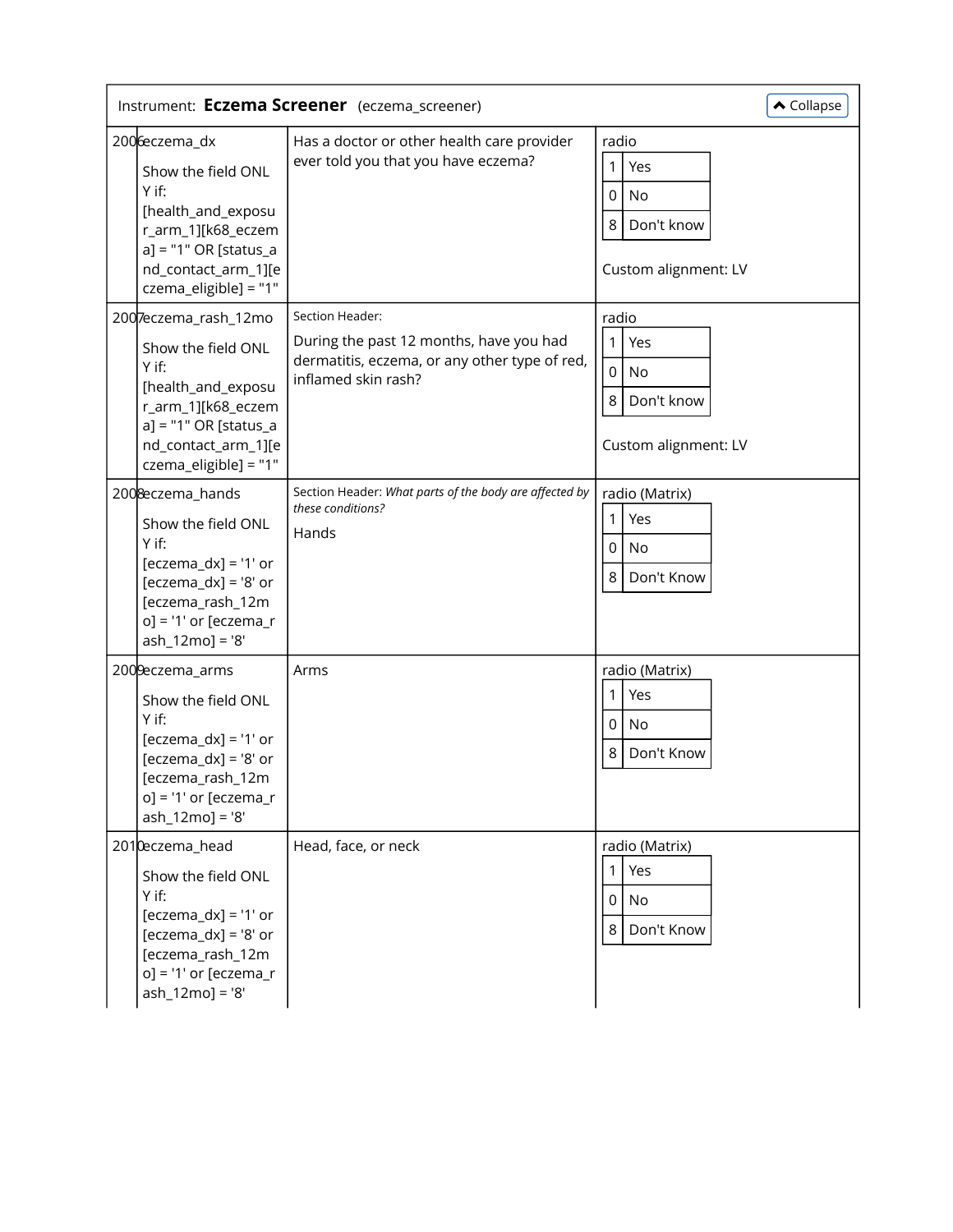Instrument: **Eczema Screener** (eczema_screener)

| # | Variable / Field Name | Field Label | Field Attributes |
|---|---|---|---|
| 2006 | eczema_dx<br><br>Show the field ONLY if:<br>[health_and_exposur_arm_1][k68_eczema] = "1" OR [status_and_contact_arm_1][eczema_eligible] = "1" | Has a doctor or other health care provider ever told you that you have eczema? | radio<br>1 Yes<br>0 No<br>8 Don't know<br><br>Custom alignment: LV |
| 2007 | eczema_rash_12mo<br><br>Show the field ONLY if:<br>[health_and_exposur_arm_1][k68_eczema] = "1" OR [status_and_contact_arm_1][eczema_eligible] = "1" | Section Header:<br>During the past 12 months, have you had dermatitis, eczema, or any other type of red, inflamed skin rash? | radio<br>1 Yes<br>0 No<br>8 Don't know<br><br>Custom alignment: LV |
| 2008 | eczema_hands<br><br>Show the field ONLY if:<br>[eczema_dx] = '1' or [eczema_dx] = '8' or [eczema_rash_12mo] = '1' or [eczema_rash_12mo] = '8' | Section Header: *What parts of the body are affected by these conditions?*<br>Hands | radio (Matrix)<br>1 Yes<br>0 No<br>8 Don't Know |
| 2009 | eczema_arms<br><br>Show the field ONLY if:<br>[eczema_dx] = '1' or [eczema_dx] = '8' or [eczema_rash_12mo] = '1' or [eczema_rash_12mo] = '8' | Arms | radio (Matrix)<br>1 Yes<br>0 No<br>8 Don't Know |
| 2010 | eczema_head<br><br>Show the field ONLY if:<br>[eczema_dx] = '1' or [eczema_dx] = '8' or [eczema_rash_12mo] = '1' or [eczema_rash_12mo] = '8' | Head, face, or neck | radio (Matrix)<br>1 Yes<br>0 No<br>8 Don't Know |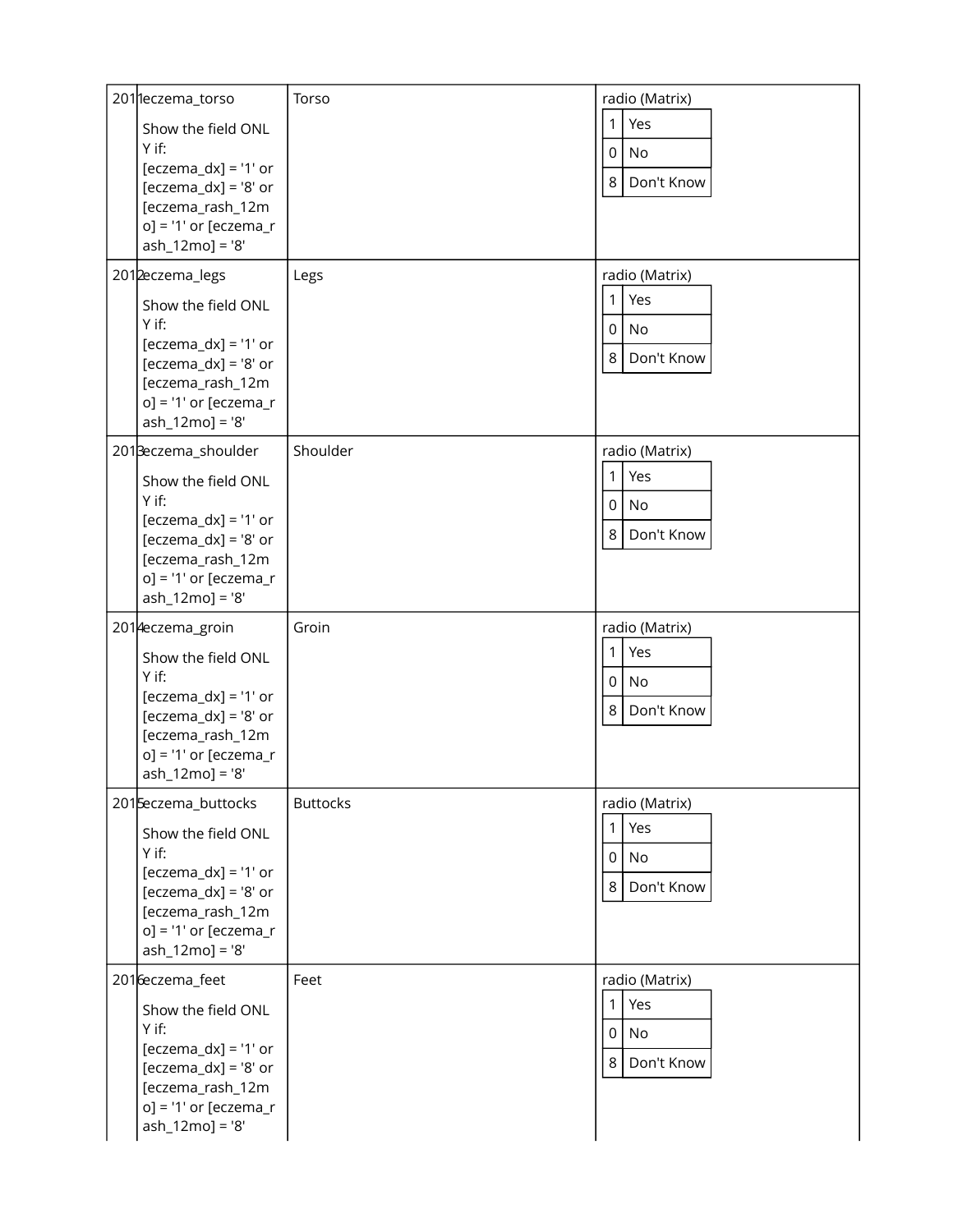| | | | |
|---|---|---|---|
| 2011 | eczema_torso<br><br>Show the field ONLY if:<br>[eczema_dx] = '1' or [eczema_dx] = '8' or [eczema_rash_12mo] = '1' or [eczema_rash_12mo] = '8' | Torso | radio (Matrix)<br>1 Yes<br>0 No<br>8 Don't Know |
| 2012 | eczema_legs<br><br>Show the field ONLY if:<br>[eczema_dx] = '1' or [eczema_dx] = '8' or [eczema_rash_12mo] = '1' or [eczema_rash_12mo] = '8' | Legs | radio (Matrix)<br>1 Yes<br>0 No<br>8 Don't Know |
| 2013 | eczema_shoulder<br><br>Show the field ONLY if:<br>[eczema_dx] = '1' or [eczema_dx] = '8' or [eczema_rash_12mo] = '1' or [eczema_rash_12mo] = '8' | Shoulder | radio (Matrix)<br>1 Yes<br>0 No<br>8 Don't Know |
| 2014 | eczema_groin<br><br>Show the field ONLY if:<br>[eczema_dx] = '1' or [eczema_dx] = '8' or [eczema_rash_12mo] = '1' or [eczema_rash_12mo] = '8' | Groin | radio (Matrix)<br>1 Yes<br>0 No<br>8 Don't Know |
| 2015 | eczema_buttocks<br><br>Show the field ONLY if:<br>[eczema_dx] = '1' or [eczema_dx] = '8' or [eczema_rash_12mo] = '1' or [eczema_rash_12mo] = '8' | Buttocks | radio (Matrix)<br>1 Yes<br>0 No<br>8 Don't Know |
| 2016 | eczema_feet<br><br>Show the field ONLY if:<br>[eczema_dx] = '1' or [eczema_dx] = '8' or [eczema_rash_12mo] = '1' or [eczema_rash_12mo] = '8' | Feet | radio (Matrix)<br>1 Yes<br>0 No<br>8 Don't Know |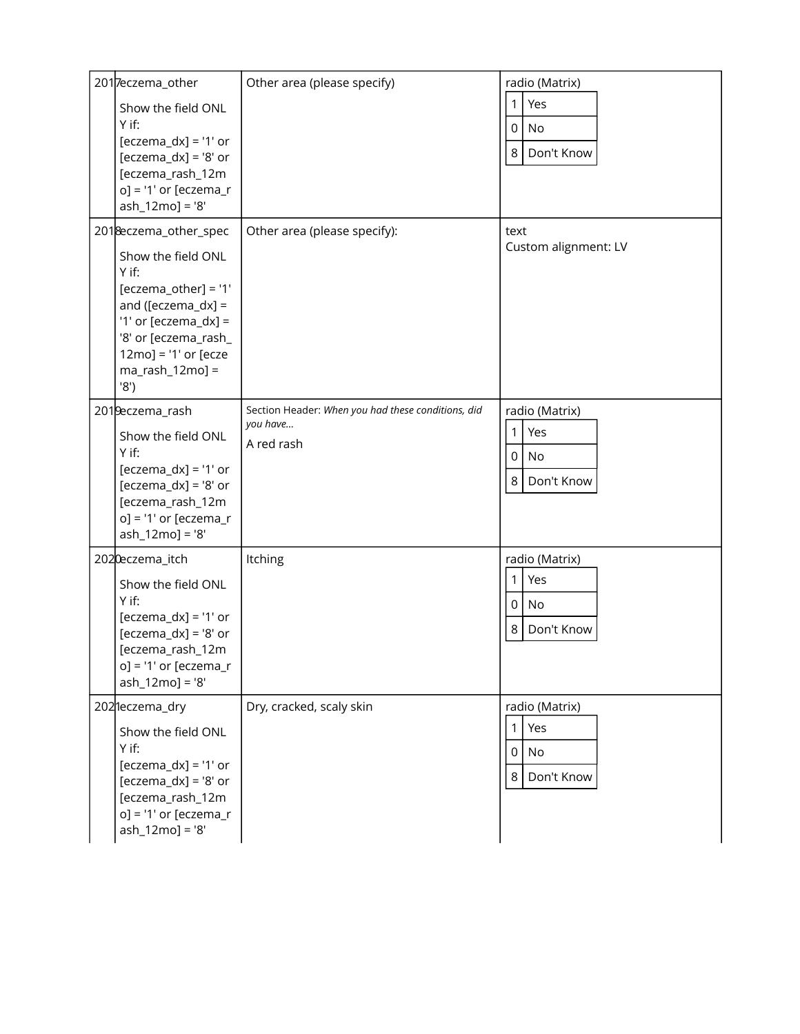| # | Variable / Field Name | Field Label | Field Attributes |
|---|---|---|---|
| 2017 | eczema_other<br><br>Show the field ONLY if:<br>[eczema_dx] = '1' or [eczema_dx] = '8' or [eczema_rash_12mo] = '1' or [eczema_rash_12mo] = '8' | Other area (please specify) | radio (Matrix)<br>1 Yes<br>0 No<br>8 Don't Know |
| 2018 | eczema_other_spec<br><br>Show the field ONLY if:<br>[eczema_other] = '1' and ([eczema_dx] = '1' or [eczema_dx] = '8' or [eczema_rash_12mo] = '1' or [eczema_rash_12mo] = '8') | Other area (please specify): | text<br>Custom alignment: LV |
| 2019 | eczema_rash<br><br>Show the field ONLY if:<br>[eczema_dx] = '1' or [eczema_dx] = '8' or [eczema_rash_12mo] = '1' or [eczema_rash_12mo] = '8' | Section Header: *When you had these conditions, did you have...*<br><br>A red rash | radio (Matrix)<br>1 Yes<br>0 No<br>8 Don't Know |
| 2020 | eczema_itch<br><br>Show the field ONLY if:<br>[eczema_dx] = '1' or [eczema_dx] = '8' or [eczema_rash_12mo] = '1' or [eczema_rash_12mo] = '8' | Itching | radio (Matrix)<br>1 Yes<br>0 No<br>8 Don't Know |
| 2021 | eczema_dry<br><br>Show the field ONLY if:<br>[eczema_dx] = '1' or [eczema_dx] = '8' or [eczema_rash_12mo] = '1' or [eczema_rash_12mo] = '8' | Dry, cracked, scaly skin | radio (Matrix)<br>1 Yes<br>0 No<br>8 Don't Know |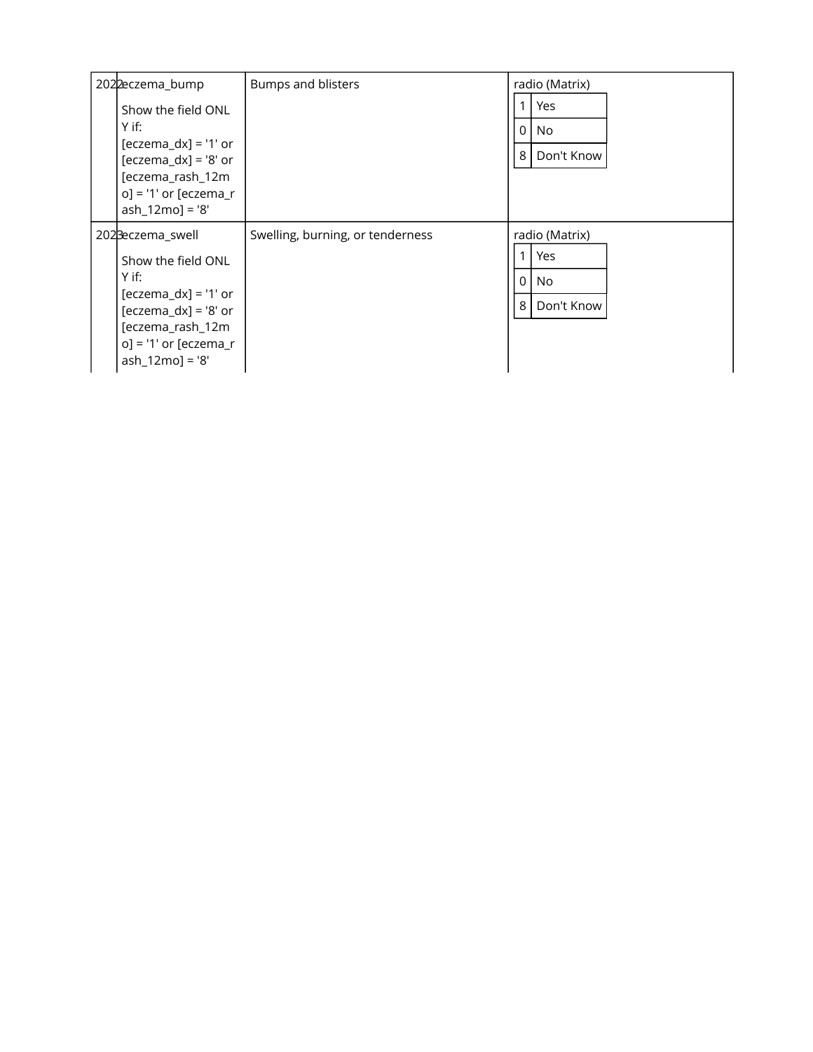| | | | |
|---|---|---|---|
| 2022 | eczema_bump<br><br>Show the field ONLY if:<br>[eczema_dx] = '1' or [eczema_dx] = '8' or [eczema_rash_12mo] = '1' or [eczema_rash_12mo] = '8' | Bumps and blisters | radio (Matrix)<br>1 Yes<br>0 No<br>8 Don't Know |
| 2023 | eczema_swell<br><br>Show the field ONLY if:<br>[eczema_dx] = '1' or [eczema_dx] = '8' or [eczema_rash_12mo] = '1' or [eczema_rash_12mo] = '8' | Swelling, burning, or tenderness | radio (Matrix)<br>1 Yes<br>0 No<br>8 Don't Know |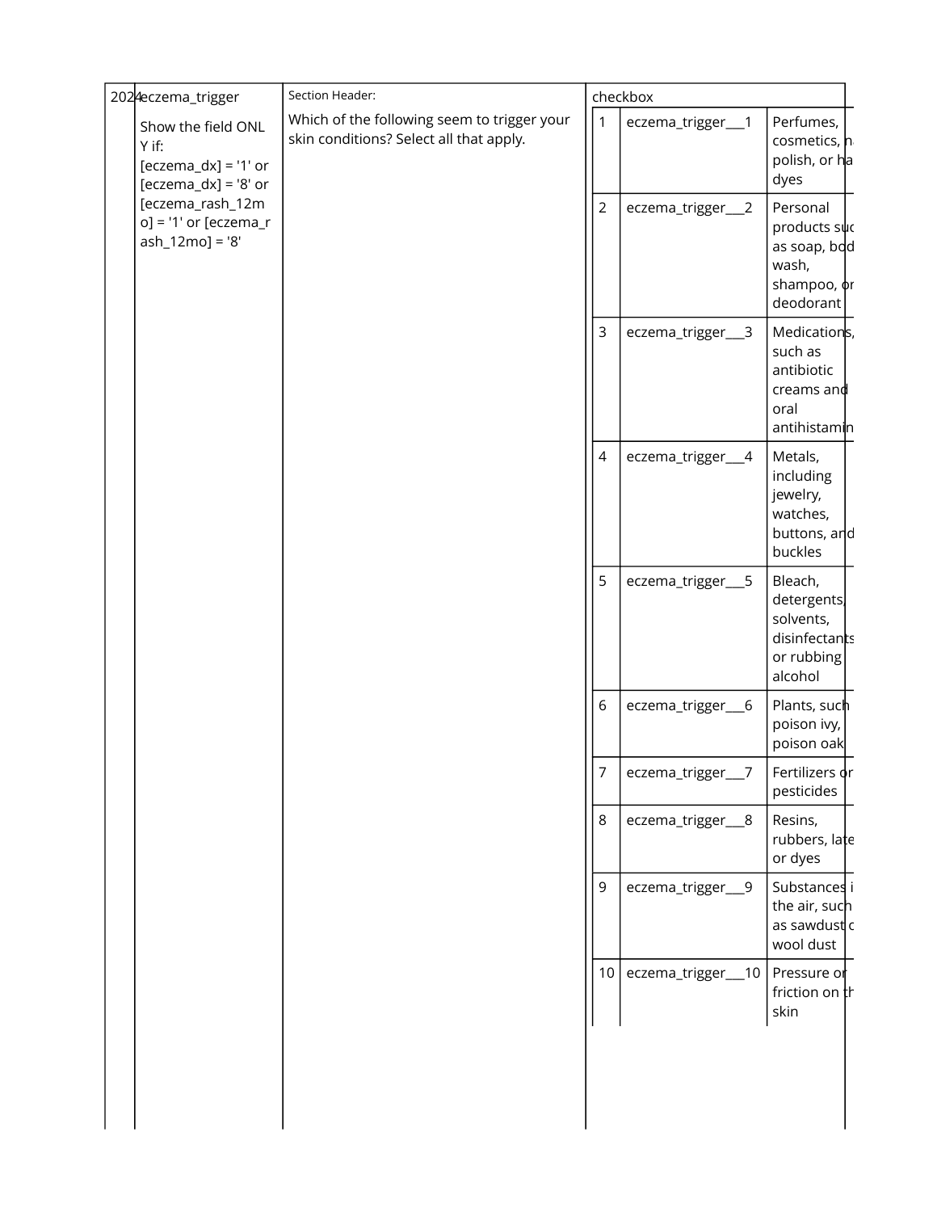| | | | | | |
|---|---|---|---|---|---|
| 2024 | eczema_trigger<br><br>Show the field ONLY if:<br>[eczema_dx] = '1' or [eczema_dx] = '8' or [eczema_rash_12mo] = '1' or [eczema_rash_12mo] = '8' | Section Header:<br><br>Which of the following seem to trigger your skin conditions? Select all that apply. | checkbox | | |
| | | | 1 | eczema_trigger___1 | Perfumes, cosmetics, na polish, or ha dyes |
| | | | 2 | eczema_trigger___2 | Personal products suc as soap, bod wash, shampoo, or deodorant |
| | | | 3 | eczema_trigger___3 | Medications, such as antibiotic creams and oral antihistamin |
| | | | 4 | eczema_trigger___4 | Metals, including jewelry, watches, buttons, and buckles |
| | | | 5 | eczema_trigger___5 | Bleach, detergents, solvents, disinfectants or rubbing alcohol |
| | | | 6 | eczema_trigger___6 | Plants, such poison ivy, poison oak |
| | | | 7 | eczema_trigger___7 | Fertilizers or pesticides |
| | | | 8 | eczema_trigger___8 | Resins, rubbers, late or dyes |
| | | | 9 | eczema_trigger___9 | Substances i the air, such as sawdust c wool dust |
| | | | 10 | eczema_trigger___10 | Pressure or friction on th skin |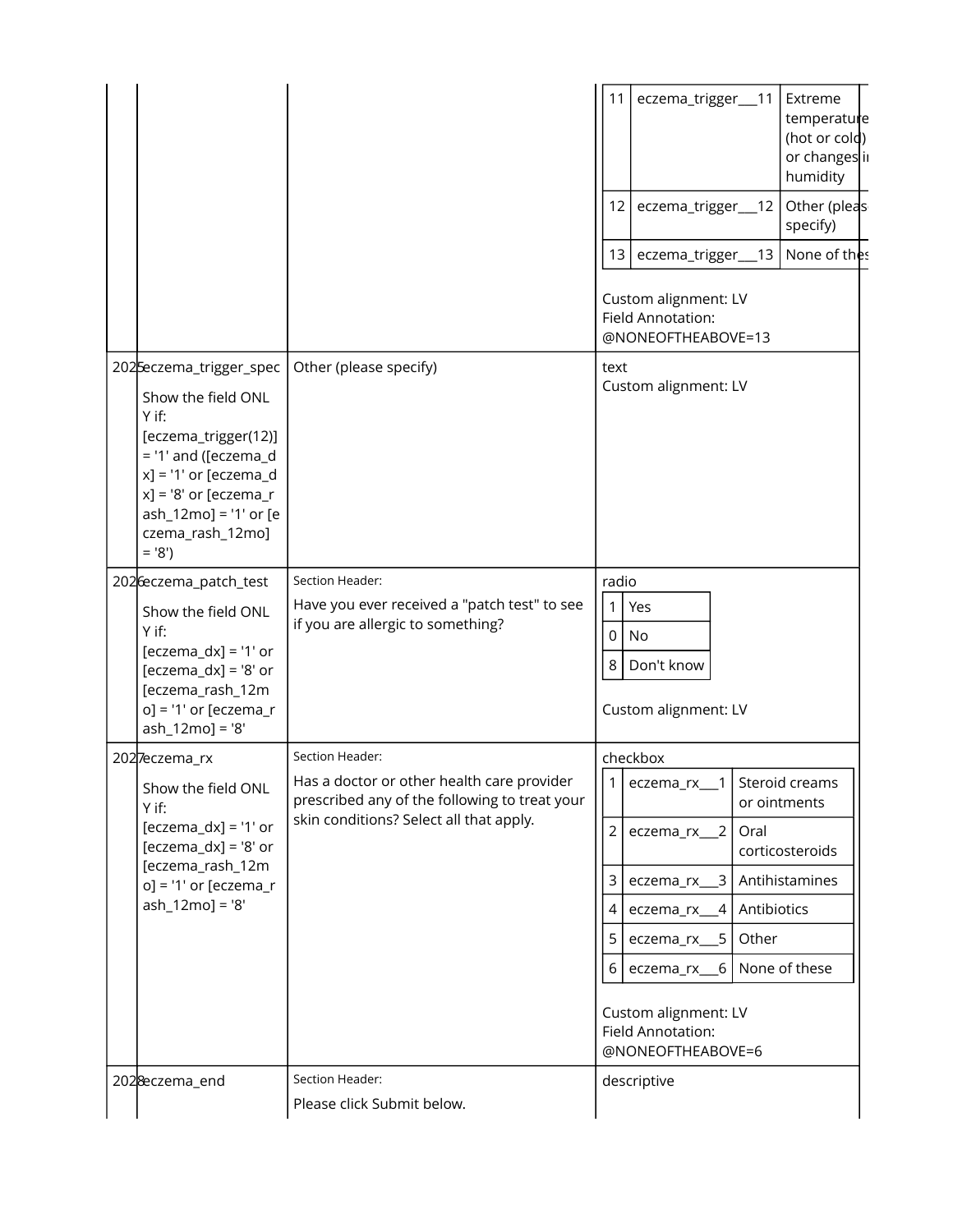| # | Variable / Field Name | Field Label | Field Attributes |
|---|---|---|---|
| | | | 11 eczema_trigger___11 Extreme temperature (hot or cold) or changes in humidity<br>12 eczema_trigger___12 Other (please specify)<br>13 eczema_trigger___13 None of these<br><br>Custom alignment: LV<br>Field Annotation: @NONEOFTHEABOVE=13 |
| 2025 | eczema_trigger_spec<br><br>Show the field ONLY if: [eczema_trigger(12)] = '1' and ([eczema_dx] = '1' or [eczema_dx] = '8' or [eczema_rash_12mo] = '1' or [eczema_rash_12mo] = '8') | Other (please specify) | text<br>Custom alignment: LV |
| 2026 | eczema_patch_test<br><br>Show the field ONLY if: [eczema_dx] = '1' or [eczema_dx] = '8' or [eczema_rash_12mo] = '1' or [eczema_rash_12mo] = '8' | Section Header:<br>Have you ever received a "patch test" to see if you are allergic to something? | radio<br>1 Yes<br>0 No<br>8 Don't know<br><br>Custom alignment: LV |
| 2027 | eczema_rx<br><br>Show the field ONLY if: [eczema_dx] = '1' or [eczema_dx] = '8' or [eczema_rash_12mo] = '1' or [eczema_rash_12mo] = '8' | Section Header:<br>Has a doctor or other health care provider prescribed any of the following to treat your skin conditions? Select all that apply. | checkbox<br>1 eczema_rx___1 Steroid creams or ointments<br>2 eczema_rx___2 Oral corticosteroids<br>3 eczema_rx___3 Antihistamines<br>4 eczema_rx___4 Antibiotics<br>5 eczema_rx___5 Other<br>6 eczema_rx___6 None of these<br><br>Custom alignment: LV<br>Field Annotation: @NONEOFTHEABOVE=6 |
| 2028 | eczema_end | Section Header:<br>Please click Submit below. | descriptive |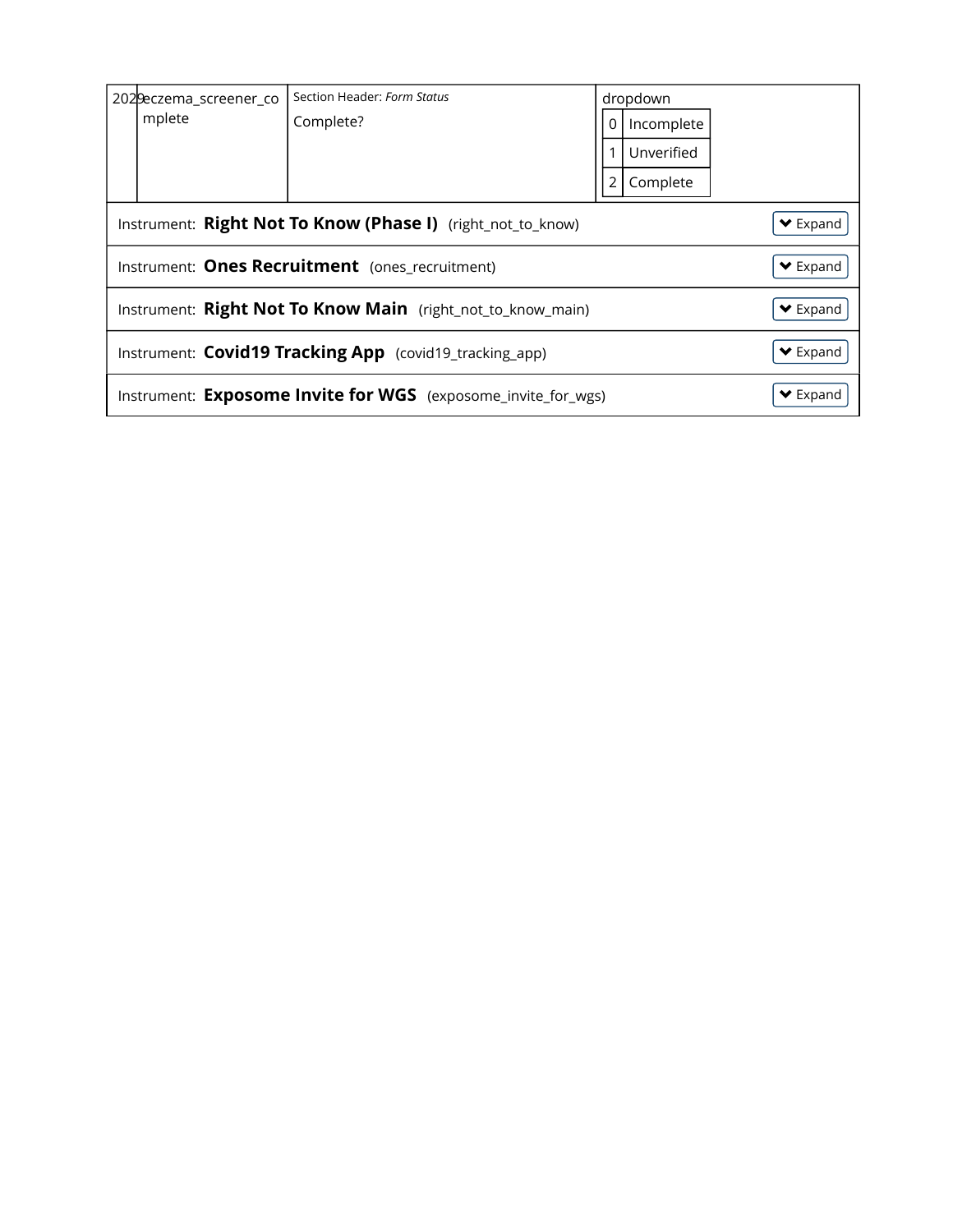| | | | |
|---|---|---|---|
| 2029 | eczema_screener_complete | Section Header: *Form Status*<br>Complete? | dropdown<br>0 Incomplete<br>1 Unverified<br>2 Complete |

Instrument: **Right Not To Know (Phase I)** (right_not_to_know) Expand

Instrument: **Ones Recruitment** (ones_recruitment) Expand

Instrument: **Right Not To Know Main** (right_not_to_know_main) Expand

Instrument: **Covid19 Tracking App** (covid19_tracking_app) Expand

Instrument: **Exposome Invite for WGS** (exposome_invite_for_wgs) Expand